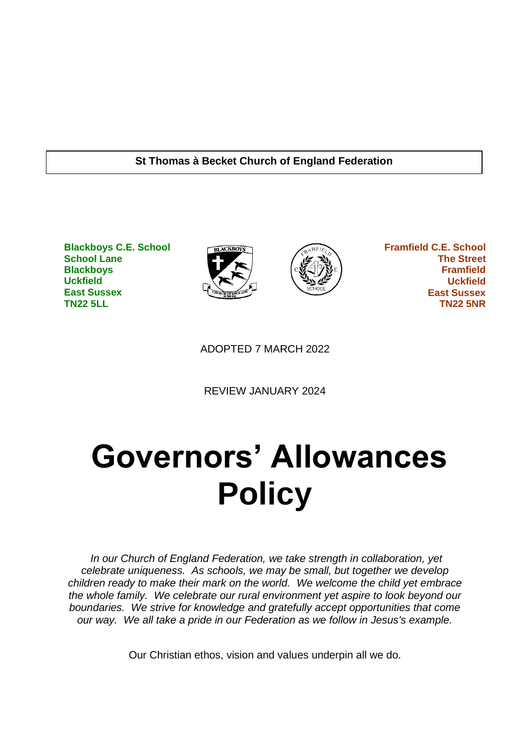**St Thomas à Becket Church of England Federation**

**Blackboys C.E. School**
**School Lane**
**Blackboys**
**Uckfield**
**East Sussex**
**TN22 5LL**

**Framfield C.E. School**
**The Street**
**Framfield**
**Uckfield**
**East Sussex**
**TN22 5NR**

ADOPTED 7 MARCH 2022

REVIEW JANUARY 2024

# Governors' Allowances Policy

*In our Church of England Federation, we take strength in collaboration, yet celebrate uniqueness. As schools, we may be small, but together we develop children ready to make their mark on the world. We welcome the child yet embrace the whole family. We celebrate our rural environment yet aspire to look beyond our boundaries. We strive for knowledge and gratefully accept opportunities that come our way. We all take a pride in our Federation as we follow in Jesus's example.*

Our Christian ethos, vision and values underpin all we do.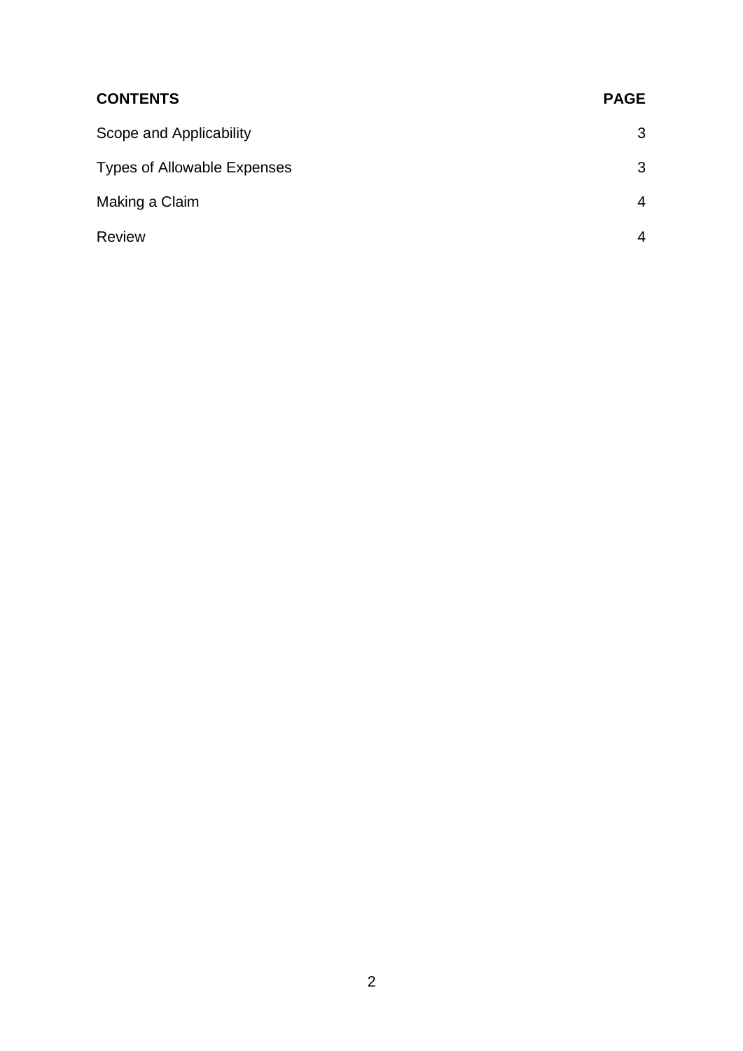| **CONTENTS** | **PAGE** |
| --- | --- |
| Scope and Applicability | 3 |
| Types of Allowable Expenses | 3 |
| Making a Claim | 4 |
| Review | 4 |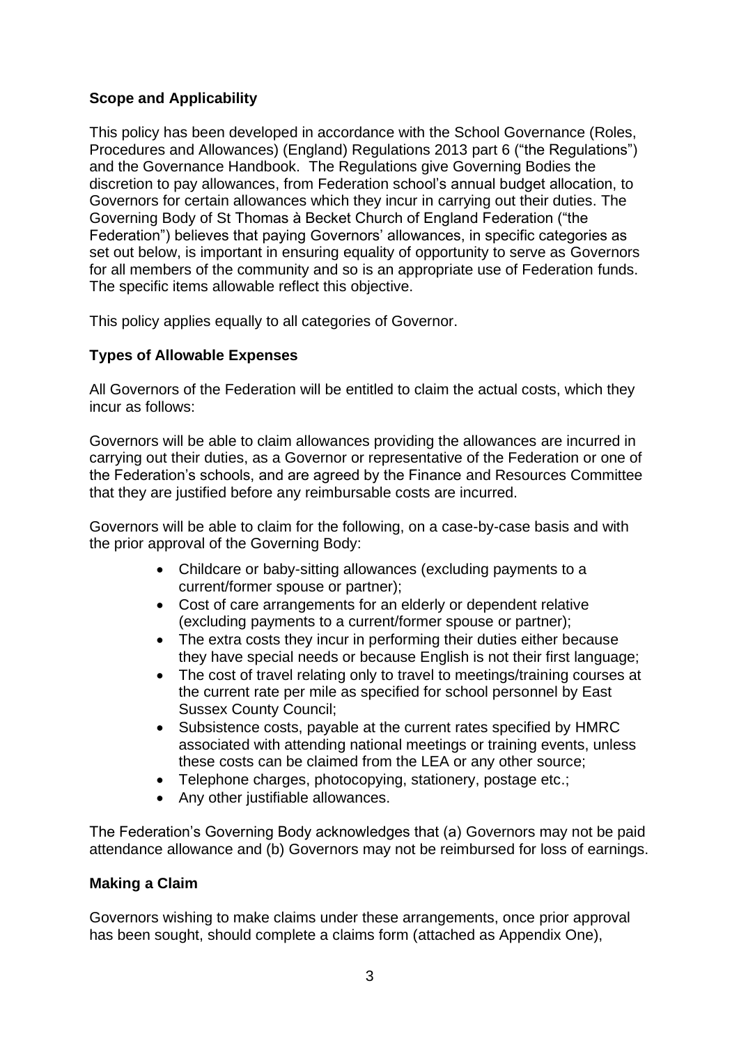**Scope and Applicability**

This policy has been developed in accordance with the School Governance (Roles, Procedures and Allowances) (England) Regulations 2013 part 6 ("the Regulations") and the Governance Handbook. The Regulations give Governing Bodies the discretion to pay allowances, from Federation school's annual budget allocation, to Governors for certain allowances which they incur in carrying out their duties. The Governing Body of St Thomas à Becket Church of England Federation ("the Federation") believes that paying Governors' allowances, in specific categories as set out below, is important in ensuring equality of opportunity to serve as Governors for all members of the community and so is an appropriate use of Federation funds. The specific items allowable reflect this objective.

This policy applies equally to all categories of Governor.

**Types of Allowable Expenses**

All Governors of the Federation will be entitled to claim the actual costs, which they incur as follows:

Governors will be able to claim allowances providing the allowances are incurred in carrying out their duties, as a Governor or representative of the Federation or one of the Federation's schools, and are agreed by the Finance and Resources Committee that they are justified before any reimbursable costs are incurred.

Governors will be able to claim for the following, on a case-by-case basis and with the prior approval of the Governing Body:

- Childcare or baby-sitting allowances (excluding payments to a current/former spouse or partner);
- Cost of care arrangements for an elderly or dependent relative (excluding payments to a current/former spouse or partner);
- The extra costs they incur in performing their duties either because they have special needs or because English is not their first language;
- The cost of travel relating only to travel to meetings/training courses at the current rate per mile as specified for school personnel by East Sussex County Council;
- Subsistence costs, payable at the current rates specified by HMRC associated with attending national meetings or training events, unless these costs can be claimed from the LEA or any other source;
- Telephone charges, photocopying, stationery, postage etc.;
- Any other justifiable allowances.

The Federation's Governing Body acknowledges that (a) Governors may not be paid attendance allowance and (b) Governors may not be reimbursed for loss of earnings.

**Making a Claim**

Governors wishing to make claims under these arrangements, once prior approval has been sought, should complete a claims form (attached as Appendix One),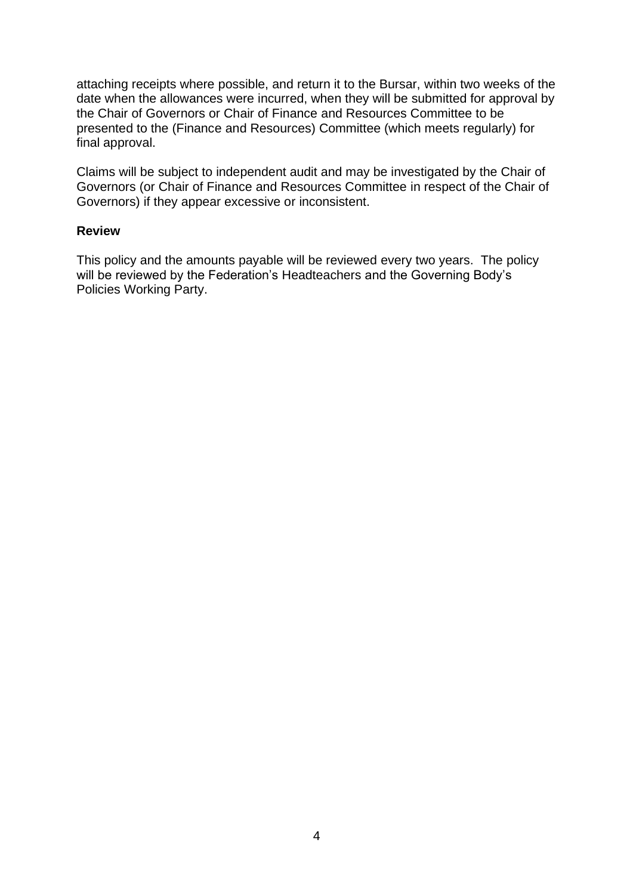attaching receipts where possible, and return it to the Bursar, within two weeks of the date when the allowances were incurred, when they will be submitted for approval by the Chair of Governors or Chair of Finance and Resources Committee to be presented to the (Finance and Resources) Committee (which meets regularly) for final approval.

Claims will be subject to independent audit and may be investigated by the Chair of Governors (or Chair of Finance and Resources Committee in respect of the Chair of Governors) if they appear excessive or inconsistent.

**Review**

This policy and the amounts payable will be reviewed every two years. The policy will be reviewed by the Federation's Headteachers and the Governing Body's Policies Working Party.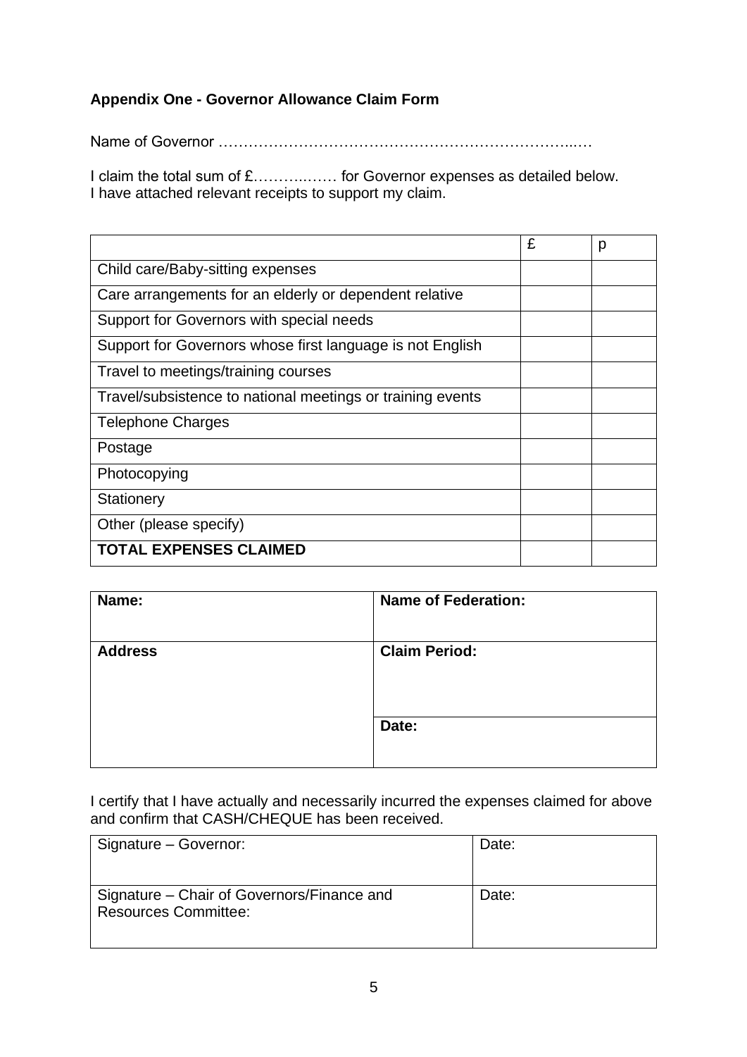**Appendix One - Governor Allowance Claim Form**

Name of Governor …………………………………………………………….…

I claim the total sum of £………..…… for Governor expenses as detailed below.
I have attached relevant receipts to support my claim.

| | £ | p |
|---|---|---|
| Child care/Baby-sitting expenses | | |
| Care arrangements for an elderly or dependent relative | | |
| Support for Governors with special needs | | |
| Support for Governors whose first language is not English | | |
| Travel to meetings/training courses | | |
| Travel/subsistence to national meetings or training events | | |
| Telephone Charges | | |
| Postage | | |
| Photocopying | | |
| Stationery | | |
| Other (please specify) | | |
| **TOTAL EXPENSES CLAIMED** | | |

| | |
|---|---|
| **Name:** | **Name of Federation:** |
| **Address** | **Claim Period:** |
| | **Date:** |

I certify that I have actually and necessarily incurred the expenses claimed for above and confirm that CASH/CHEQUE has been received.

| | |
|---|---|
| Signature – Governor: | Date: |
| Signature – Chair of Governors/Finance and Resources Committee: | Date: |